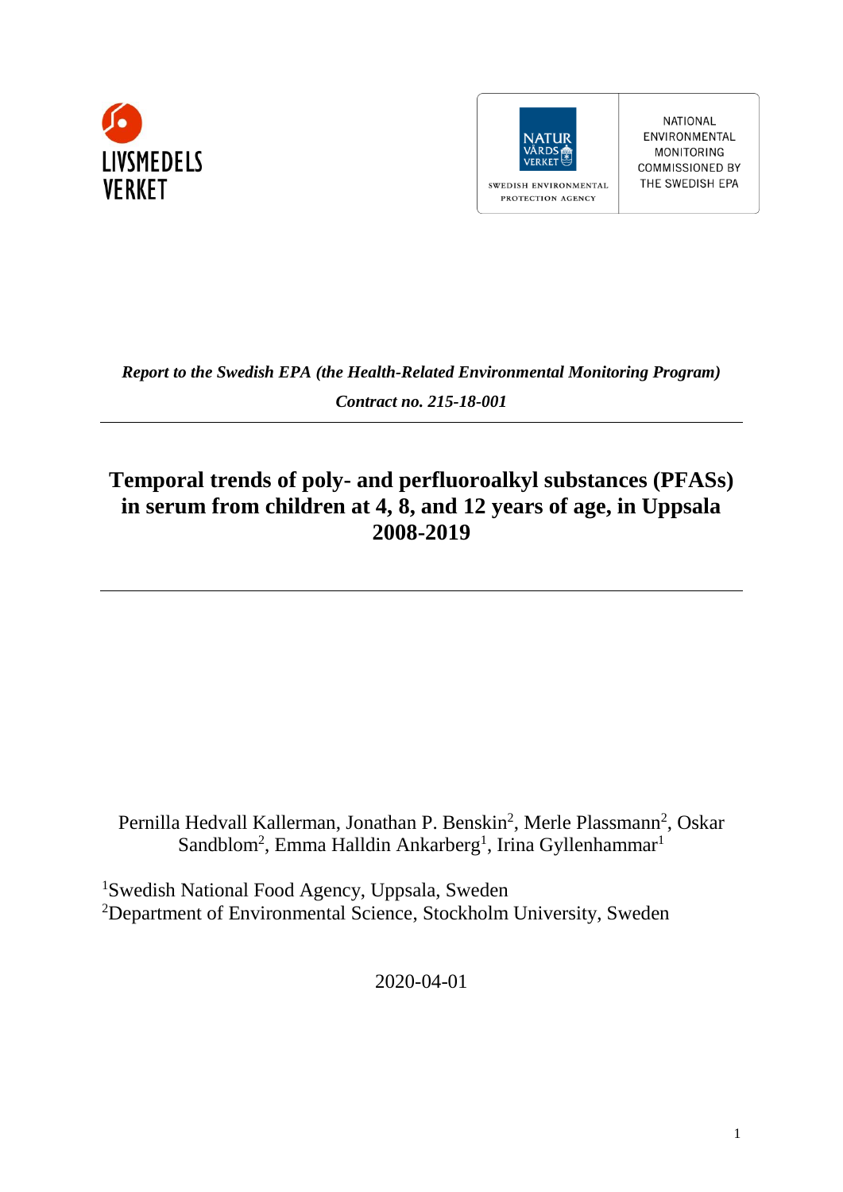LIVSMEDELS VERKET

NATUR VÅRDS VERKET

SWEDISH ENVIRONMENTAL PROTECTION AGENCY

NATIONAL ENVIRONMENTAL MONITORING COMMISSIONED BY THE SWEDISH EPA

*Report to the Swedish EPA (the Health-Related Environmental Monitoring Program)*

*Contract no. 215-18-001*

---

# Temporal trends of poly- and perfluoroalkyl substances (PFASs) in serum from children at 4, 8, and 12 years of age, in Uppsala 2008-2019

---

Pernilla Hedvall Kallerman, Jonathan P. Benskin[2], Merle Plassmann[2], Oskar Sandblom[2], Emma Halldin Ankarberg[1], Irina Gyllenhammar[1]

[1]Swedish National Food Agency, Uppsala, Sweden
[2]Department of Environmental Science, Stockholm University, Sweden

2020-04-01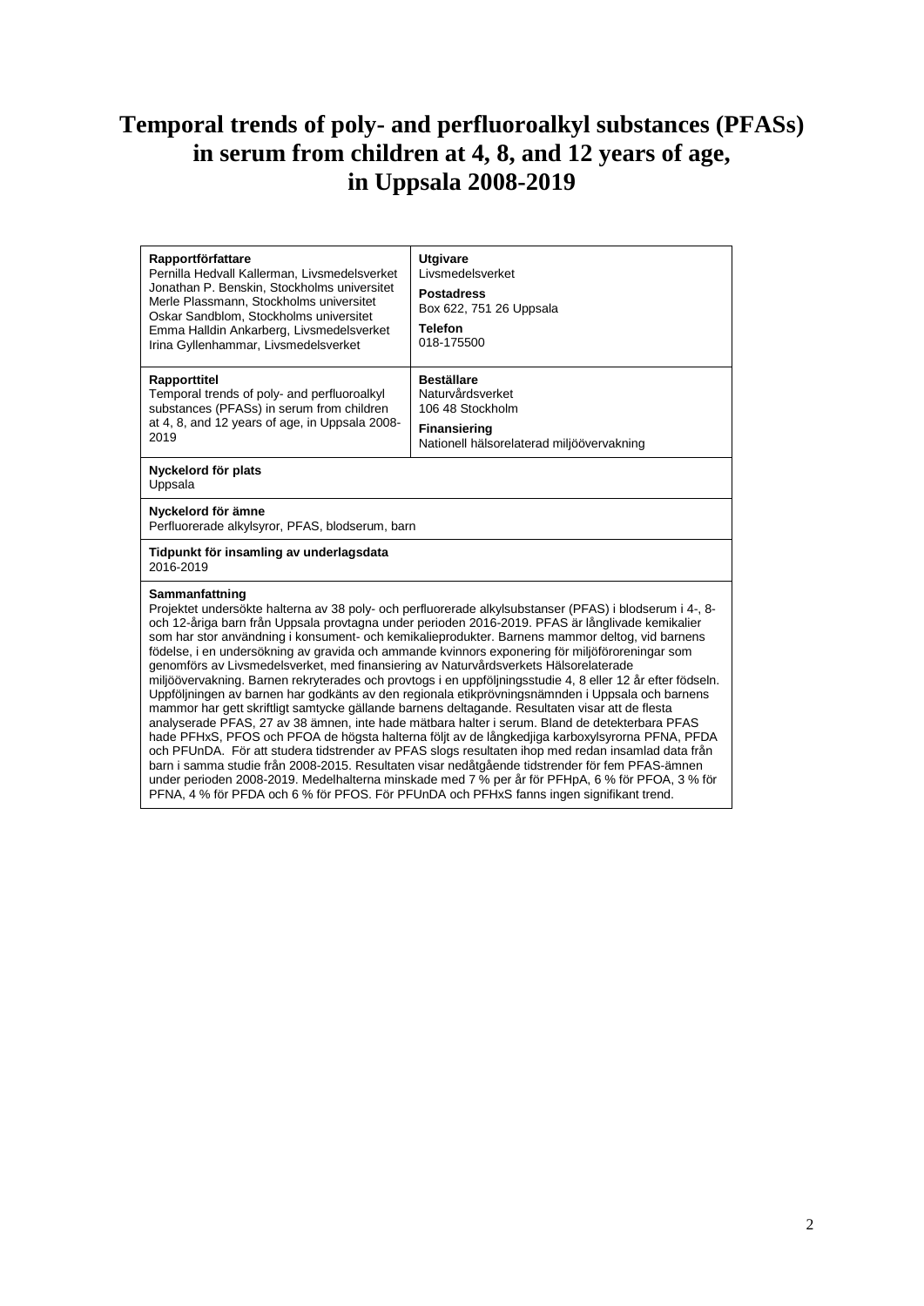# Temporal trends of poly- and perfluoroalkyl substances (PFASs) in serum from children at 4, 8, and 12 years of age, in Uppsala 2008-2019

| **Rapportförfattare**<br>Pernilla Hedvall Kallerman, Livsmedelsverket<br>Jonathan P. Benskin, Stockholms universitet<br>Merle Plassmann, Stockholms universitet<br>Oskar Sandblom, Stockholms universitet<br>Emma Halldin Ankarberg, Livsmedelsverket<br>Irina Gyllenhammar, Livsmedelsverket | **Utgivare**<br>Livsmedelsverket<br>**Postadress**<br>Box 622, 751 26 Uppsala<br>**Telefon**<br>018-175500 |
|---|---|
| **Rapporttitel**<br>Temporal trends of poly- and perfluoroalkyl substances (PFASs) in serum from children at 4, 8, and 12 years of age, in Uppsala 2008-2019 | **Beställare**<br>Naturvårdsverket<br>106 48 Stockholm<br>**Finansiering**<br>Nationell hälsorelaterad miljöövervakning |
| **Nyckelord för plats**<br>Uppsala | |
| **Nyckelord för ämne**<br>Perfluorerade alkylsyror, PFAS, blodserum, barn | |
| **Tidpunkt för insamling av underlagsdata**<br>2016-2019 | |

**Sammanfattning**

Projektet undersökte halterna av 38 poly- och perfluorerade alkylsubstanser (PFAS) i blodserum i 4-, 8- och 12-åriga barn från Uppsala provtagna under perioden 2016-2019. PFAS är långlivade kemikalier som har stor användning i konsument- och kemikalieprodukter. Barnens mammor deltog, vid barnens födelse, i en undersökning av gravida och ammande kvinnors exponering för miljöföroreningar som genomförs av Livsmedelsverket, med finansiering av Naturvårdsverkets Hälsorelaterade miljöövervakning. Barnen rekryterades och provtogs i en uppföljningsstudie 4, 8 eller 12 år efter födseln. Uppföljningen av barnen har godkänts av den regionala etikprövningsnämnden i Uppsala och barnens mammor har gett skriftligt samtycke gällande barnens deltagande. Resultaten visar att de flesta analyserade PFAS, 27 av 38 ämnen, inte hade mätbara halter i serum. Bland de detekterbara PFAS hade PFHxS, PFOS och PFOA de högsta halterna följt av de långkedjiga karboxylsyrorna PFNA, PFDA och PFUnDA. För att studera tidstrender av PFAS slogs resultaten ihop med redan insamlad data från barn i samma studie från 2008-2015. Resultaten visar nedåtgående tidstrender för fem PFAS-ämnen under perioden 2008-2019. Medelhalterna minskade med 7 % per år för PFHpA, 6 % för PFOA, 3 % för PFNA, 4 % för PFDA och 6 % för PFOS. För PFUnDA och PFHxS fanns ingen signifikant trend.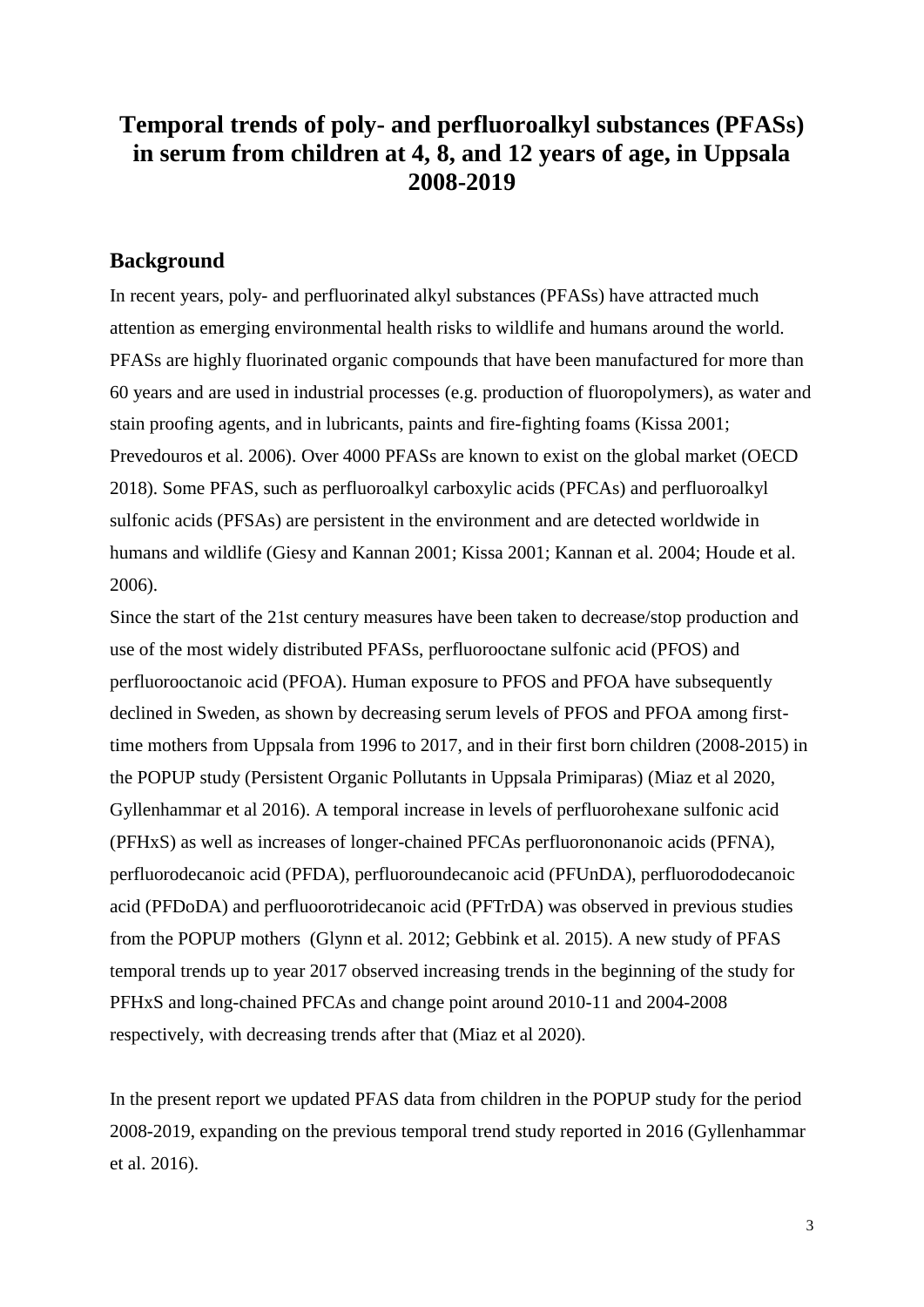# Temporal trends of poly- and perfluoroalkyl substances (PFASs) in serum from children at 4, 8, and 12 years of age, in Uppsala 2008-2019

## Background

In recent years, poly- and perfluorinated alkyl substances (PFASs) have attracted much attention as emerging environmental health risks to wildlife and humans around the world. PFASs are highly fluorinated organic compounds that have been manufactured for more than 60 years and are used in industrial processes (e.g. production of fluoropolymers), as water and stain proofing agents, and in lubricants, paints and fire-fighting foams (Kissa 2001; Prevedouros et al. 2006). Over 4000 PFASs are known to exist on the global market (OECD 2018). Some PFAS, such as perfluoroalkyl carboxylic acids (PFCAs) and perfluoroalkyl sulfonic acids (PFSAs) are persistent in the environment and are detected worldwide in humans and wildlife (Giesy and Kannan 2001; Kissa 2001; Kannan et al. 2004; Houde et al. 2006).

Since the start of the 21st century measures have been taken to decrease/stop production and use of the most widely distributed PFASs, perfluorooctane sulfonic acid (PFOS) and perfluorooctanoic acid (PFOA). Human exposure to PFOS and PFOA have subsequently declined in Sweden, as shown by decreasing serum levels of PFOS and PFOA among first-time mothers from Uppsala from 1996 to 2017, and in their first born children (2008-2015) in the POPUP study (Persistent Organic Pollutants in Uppsala Primiparas) (Miaz et al 2020, Gyllenhammar et al 2016). A temporal increase in levels of perfluorohexane sulfonic acid (PFHxS) as well as increases of longer-chained PFCAs perfluorononanoic acids (PFNA), perfluorodecanoic acid (PFDA), perfluoroundecanoic acid (PFUnDA), perfluorododecanoic acid (PFDoDA) and perfluoorotridecanoic acid (PFTrDA) was observed in previous studies from the POPUP mothers (Glynn et al. 2012; Gebbink et al. 2015). A new study of PFAS temporal trends up to year 2017 observed increasing trends in the beginning of the study for PFHxS and long-chained PFCAs and change point around 2010-11 and 2004-2008 respectively, with decreasing trends after that (Miaz et al 2020).

In the present report we updated PFAS data from children in the POPUP study for the period 2008-2019, expanding on the previous temporal trend study reported in 2016 (Gyllenhammar et al. 2016).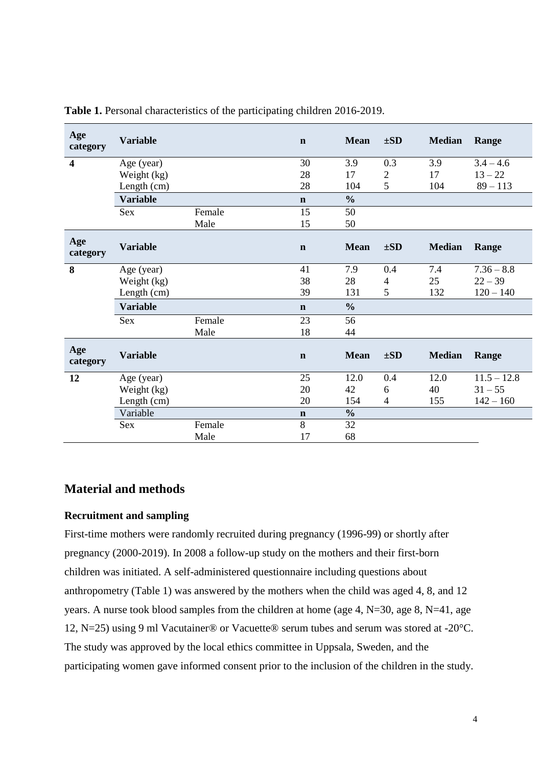**Table 1.** Personal characteristics of the participating children 2016-2019.

| Age category | Variable | | n | Mean | ±SD | Median | Range |
|---|---|---|---|---|---|---|---|
| **4** | Age (year) | | 30 | 3.9 | 0.3 | 3.9 | 3.4 – 4.6 |
| | Weight (kg) | | 28 | 17 | 2 | 17 | 13 – 22 |
| | Length (cm) | | 28 | 104 | 5 | 104 | 89 – 113 |
| | **Variable** | | **n** | **%** | | | |
| | Sex | Female | 15 | 50 | | | |
| | | Male | 15 | 50 | | | |
| **Age category** | **Variable** | | **n** | **Mean** | **±SD** | **Median** | **Range** |
| **8** | Age (year) | | 41 | 7.9 | 0.4 | 7.4 | 7.36 – 8.8 |
| | Weight (kg) | | 38 | 28 | 4 | 25 | 22 – 39 |
| | Length (cm) | | 39 | 131 | 5 | 132 | 120 – 140 |
| | **Variable** | | **n** | **%** | | | |
| | Sex | Female | 23 | 56 | | | |
| | | Male | 18 | 44 | | | |
| **Age category** | **Variable** | | **n** | **Mean** | **±SD** | **Median** | **Range** |
| **12** | Age (year) | | 25 | 12.0 | 0.4 | 12.0 | 11.5 – 12.8 |
| | Weight (kg) | | 20 | 42 | 6 | 40 | 31 – 55 |
| | Length (cm) | | 20 | 154 | 4 | 155 | 142 – 160 |
| | Variable | | **n** | **%** | | | |
| | Sex | Female | 8 | 32 | | | |
| | | Male | 17 | 68 | | | |

## Material and methods

### Recruitment and sampling

First-time mothers were randomly recruited during pregnancy (1996-99) or shortly after pregnancy (2000-2019). In 2008 a follow-up study on the mothers and their first-born children was initiated. A self-administered questionnaire including questions about anthropometry (Table 1) was answered by the mothers when the child was aged 4, 8, and 12 years. A nurse took blood samples from the children at home (age 4, N=30, age 8, N=41, age 12, N=25) using 9 ml Vacutainer® or Vacuette® serum tubes and serum was stored at -20°C. The study was approved by the local ethics committee in Uppsala, Sweden, and the participating women gave informed consent prior to the inclusion of the children in the study.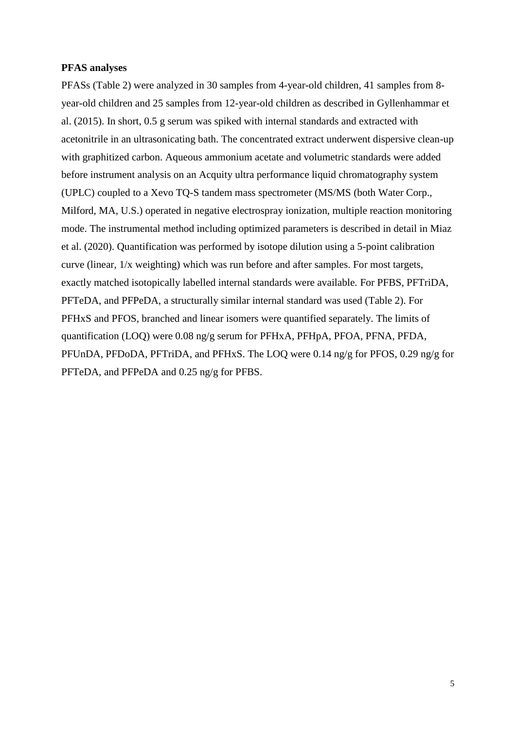**PFAS analyses**

PFASs (Table 2) were analyzed in 30 samples from 4-year-old children, 41 samples from 8-year-old children and 25 samples from 12-year-old children as described in Gyllenhammar et al. (2015). In short, 0.5 g serum was spiked with internal standards and extracted with acetonitrile in an ultrasonicating bath. The concentrated extract underwent dispersive clean-up with graphitized carbon. Aqueous ammonium acetate and volumetric standards were added before instrument analysis on an Acquity ultra performance liquid chromatography system (UPLC) coupled to a Xevo TQ-S tandem mass spectrometer (MS/MS (both Water Corp., Milford, MA, U.S.) operated in negative electrospray ionization, multiple reaction monitoring mode. The instrumental method including optimized parameters is described in detail in Miaz et al. (2020). Quantification was performed by isotope dilution using a 5-point calibration curve (linear, 1/x weighting) which was run before and after samples. For most targets, exactly matched isotopically labelled internal standards were available. For PFBS, PFTriDA, PFTeDA, and PFPeDA, a structurally similar internal standard was used (Table 2). For PFHxS and PFOS, branched and linear isomers were quantified separately. The limits of quantification (LOQ) were 0.08 ng/g serum for PFHxA, PFHpA, PFOA, PFNA, PFDA, PFUnDA, PFDoDA, PFTriDA, and PFHxS. The LOQ were 0.14 ng/g for PFOS, 0.29 ng/g for PFTeDA, and PFPeDA and 0.25 ng/g for PFBS.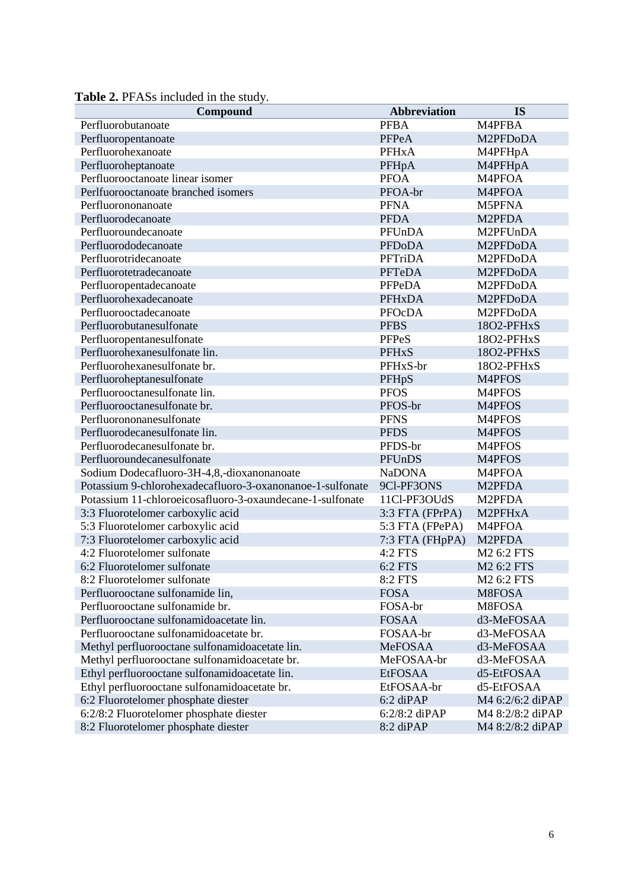**Table 2.** PFASs included in the study.

| Compound | Abbreviation | IS |
|---|---|---|
| Perfluorobutanoate | PFBA | M4PFBA |
| Perfluoropentanoate | PFPeA | M2PFDoDA |
| Perfluorohexanoate | PFHxA | M4PFHpA |
| Perfluoroheptanoate | PFHpA | M4PFHpA |
| Perfluorooctanoate linear isomer | PFOA | M4PFOA |
| Perlfuorooctanoate branched isomers | PFOA-br | M4PFOA |
| Perfluorononanoate | PFNA | M5PFNA |
| Perfluorodecanoate | PFDA | M2PFDA |
| Perfluoroundecanoate | PFUnDA | M2PFUnDA |
| Perfluorododecanoate | PFDoDA | M2PFDoDA |
| Perfluorotridecanoate | PFTriDA | M2PFDoDA |
| Perfluorotetradecanoate | PFTeDA | M2PFDoDA |
| Perfluoropentadecanoate | PFPeDA | M2PFDoDA |
| Perfluorohexadecanoate | PFHxDA | M2PFDoDA |
| Perfluorooctadecanoate | PFOcDA | M2PFDoDA |
| Perfluorobutanesulfonate | PFBS | 18O2-PFHxS |
| Perfluoropentanesulfonate | PFPeS | 18O2-PFHxS |
| Perfluorohexanesulfonate lin. | PFHxS | 18O2-PFHxS |
| Perfluorohexanesulfonate br. | PFHxS-br | 18O2-PFHxS |
| Perfluoroheptanesulfonate | PFHpS | M4PFOS |
| Perfluorooctanesulfonate lin. | PFOS | M4PFOS |
| Perfluorooctanesulfonate br. | PFOS-br | M4PFOS |
| Perfluorononanesulfonate | PFNS | M4PFOS |
| Perfluorodecanesulfonate lin. | PFDS | M4PFOS |
| Perfluorodecanesulfonate br. | PFDS-br | M4PFOS |
| Perfluoroundecanesulfonate | PFUnDS | M4PFOS |
| Sodium Dodecafluoro-3H-4,8,-dioxanonanoate | NaDONA | M4PFOA |
| Potassium 9-chlorohexadecafluoro-3-oxanonanoe-1-sulfonate | 9Cl-PF3ONS | M2PFDA |
| Potassium 11-chloroeicosafluoro-3-oxaundecane-1-sulfonate | 11Cl-PF3OUdS | M2PFDA |
| 3:3 Fluorotelomer carboxylic acid | 3:3 FTA (FPrPA) | M2PFHxA |
| 5:3 Fluorotelomer carboxylic acid | 5:3 FTA (FPePA) | M4PFOA |
| 7:3 Fluorotelomer carboxylic acid | 7:3 FTA (FHpPA) | M2PFDA |
| 4:2 Fluorotelomer sulfonate | 4:2 FTS | M2 6:2 FTS |
| 6:2 Fluorotelomer sulfonate | 6:2 FTS | M2 6:2 FTS |
| 8:2 Fluorotelomer sulfonate | 8:2 FTS | M2 6:2 FTS |
| Perfluorooctane sulfonamide lin, | FOSA | M8FOSA |
| Perfluorooctane sulfonamide br. | FOSA-br | M8FOSA |
| Perfluorooctane sulfonamidoacetate lin. | FOSAA | d3-MeFOSAA |
| Perfluorooctane sulfonamidoacetate br. | FOSAA-br | d3-MeFOSAA |
| Methyl perfluorooctane sulfonamidoacetate lin. | MeFOSAA | d3-MeFOSAA |
| Methyl perfluorooctane sulfonamidoacetate br. | MeFOSAA-br | d3-MeFOSAA |
| Ethyl perfluorooctane sulfonamidoacetate lin. | EtFOSAA | d5-EtFOSAA |
| Ethyl perfluorooctane sulfonamidoacetate br. | EtFOSAA-br | d5-EtFOSAA |
| 6:2 Fluorotelomer phosphate diester | 6:2 diPAP | M4 6:2/6:2 diPAP |
| 6:2/8:2 Fluorotelomer phosphate diester | 6:2/8:2 diPAP | M4 8:2/8:2 diPAP |
| 8:2 Fluorotelomer phosphate diester | 8:2 diPAP | M4 8:2/8:2 diPAP |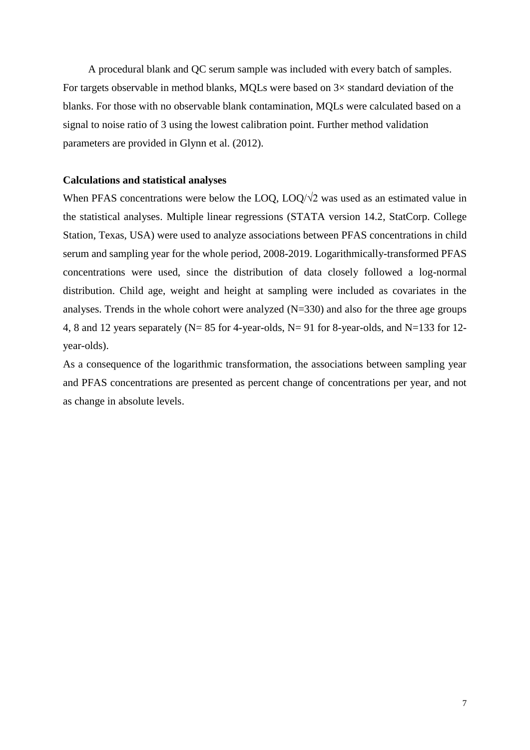A procedural blank and QC serum sample was included with every batch of samples. For targets observable in method blanks, MQLs were based on 3× standard deviation of the blanks. For those with no observable blank contamination, MQLs were calculated based on a signal to noise ratio of 3 using the lowest calibration point. Further method validation parameters are provided in Glynn et al. (2012).

**Calculations and statistical analyses**

When PFAS concentrations were below the LOQ, LOQ/$\sqrt{2}$ was used as an estimated value in the statistical analyses. Multiple linear regressions (STATA version 14.2, StatCorp. College Station, Texas, USA) were used to analyze associations between PFAS concentrations in child serum and sampling year for the whole period, 2008-2019. Logarithmically-transformed PFAS concentrations were used, since the distribution of data closely followed a log-normal distribution. Child age, weight and height at sampling were included as covariates in the analyses. Trends in the whole cohort were analyzed (N=330) and also for the three age groups 4, 8 and 12 years separately (N= 85 for 4-year-olds, N= 91 for 8-year-olds, and N=133 for 12-year-olds).

As a consequence of the logarithmic transformation, the associations between sampling year and PFAS concentrations are presented as percent change of concentrations per year, and not as change in absolute levels.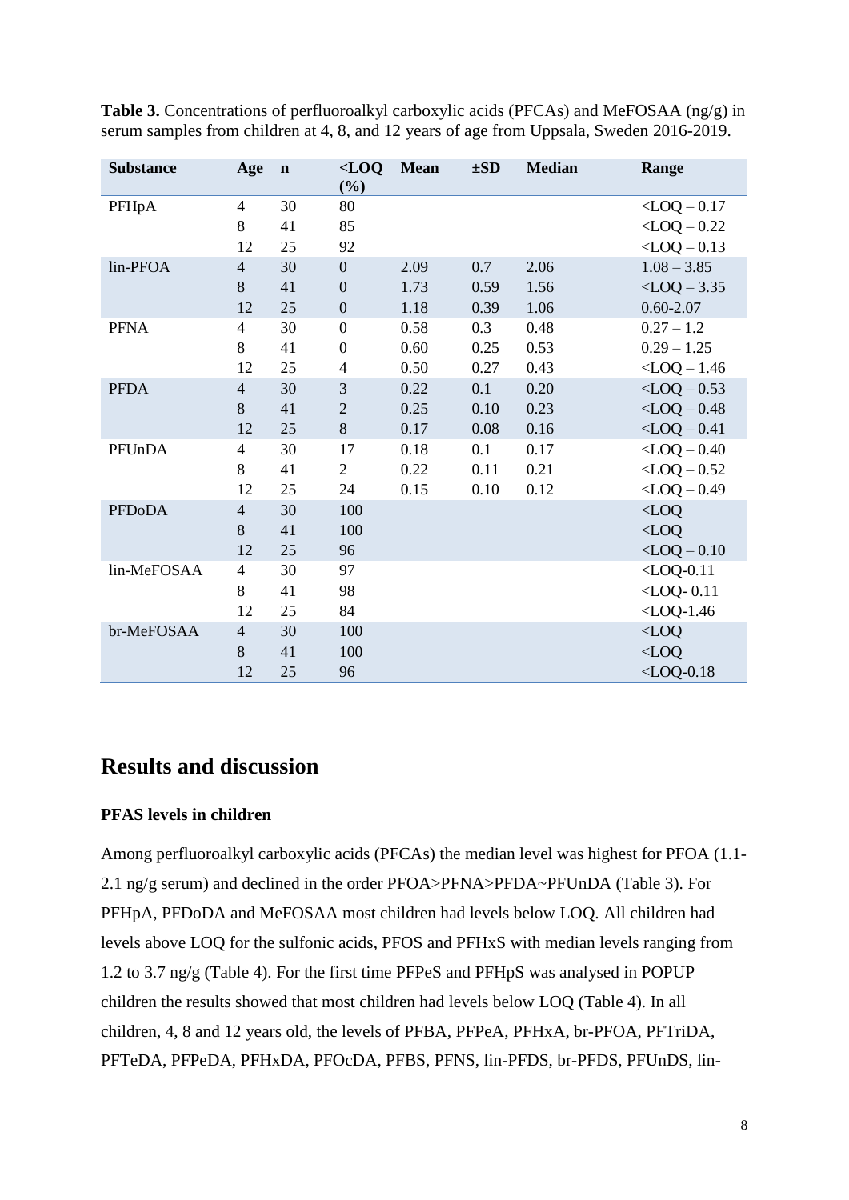**Table 3.** Concentrations of perfluoroalkyl carboxylic acids (PFCAs) and MeFOSAA (ng/g) in serum samples from children at 4, 8, and 12 years of age from Uppsala, Sweden 2016-2019.

| Substance | Age | n | <LOQ (%) | Mean | ±SD | Median | Range |
|---|---|---|---|---|---|---|---|
| PFHpA | 4 | 30 | 80 | | | | <LOQ – 0.17 |
| | 8 | 41 | 85 | | | | <LOQ – 0.22 |
| | 12 | 25 | 92 | | | | <LOQ – 0.13 |
| lin-PFOA | 4 | 30 | 0 | 2.09 | 0.7 | 2.06 | 1.08 – 3.85 |
| | 8 | 41 | 0 | 1.73 | 0.59 | 1.56 | <LOQ – 3.35 |
| | 12 | 25 | 0 | 1.18 | 0.39 | 1.06 | 0.60-2.07 |
| PFNA | 4 | 30 | 0 | 0.58 | 0.3 | 0.48 | 0.27 – 1.2 |
| | 8 | 41 | 0 | 0.60 | 0.25 | 0.53 | 0.29 – 1.25 |
| | 12 | 25 | 4 | 0.50 | 0.27 | 0.43 | <LOQ – 1.46 |
| PFDA | 4 | 30 | 3 | 0.22 | 0.1 | 0.20 | <LOQ – 0.53 |
| | 8 | 41 | 2 | 0.25 | 0.10 | 0.23 | <LOQ – 0.48 |
| | 12 | 25 | 8 | 0.17 | 0.08 | 0.16 | <LOQ – 0.41 |
| PFUnDA | 4 | 30 | 17 | 0.18 | 0.1 | 0.17 | <LOQ – 0.40 |
| | 8 | 41 | 2 | 0.22 | 0.11 | 0.21 | <LOQ – 0.52 |
| | 12 | 25 | 24 | 0.15 | 0.10 | 0.12 | <LOQ – 0.49 |
| PFDoDA | 4 | 30 | 100 | | | | <LOQ |
| | 8 | 41 | 100 | | | | <LOQ |
| | 12 | 25 | 96 | | | | <LOQ – 0.10 |
| lin-MeFOSAA | 4 | 30 | 97 | | | | <LOQ-0.11 |
| | 8 | 41 | 98 | | | | <LOQ- 0.11 |
| | 12 | 25 | 84 | | | | <LOQ-1.46 |
| br-MeFOSAA | 4 | 30 | 100 | | | | <LOQ |
| | 8 | 41 | 100 | | | | <LOQ |
| | 12 | 25 | 96 | | | | <LOQ-0.18 |

## Results and discussion

### PFAS levels in children

Among perfluoroalkyl carboxylic acids (PFCAs) the median level was highest for PFOA (1.1-2.1 ng/g serum) and declined in the order PFOA>PFNA>PFDA~PFUnDA (Table 3). For PFHpA, PFDoDA and MeFOSAA most children had levels below LOQ. All children had levels above LOQ for the sulfonic acids, PFOS and PFHxS with median levels ranging from 1.2 to 3.7 ng/g (Table 4). For the first time PFPeS and PFHpS was analysed in POPUP children the results showed that most children had levels below LOQ (Table 4). In all children, 4, 8 and 12 years old, the levels of PFBA, PFPeA, PFHxA, br-PFOA, PFTriDA, PFTeDA, PFPeDA, PFHxDA, PFOcDA, PFBS, PFNS, lin-PFDS, br-PFDS, PFUnDS, lin-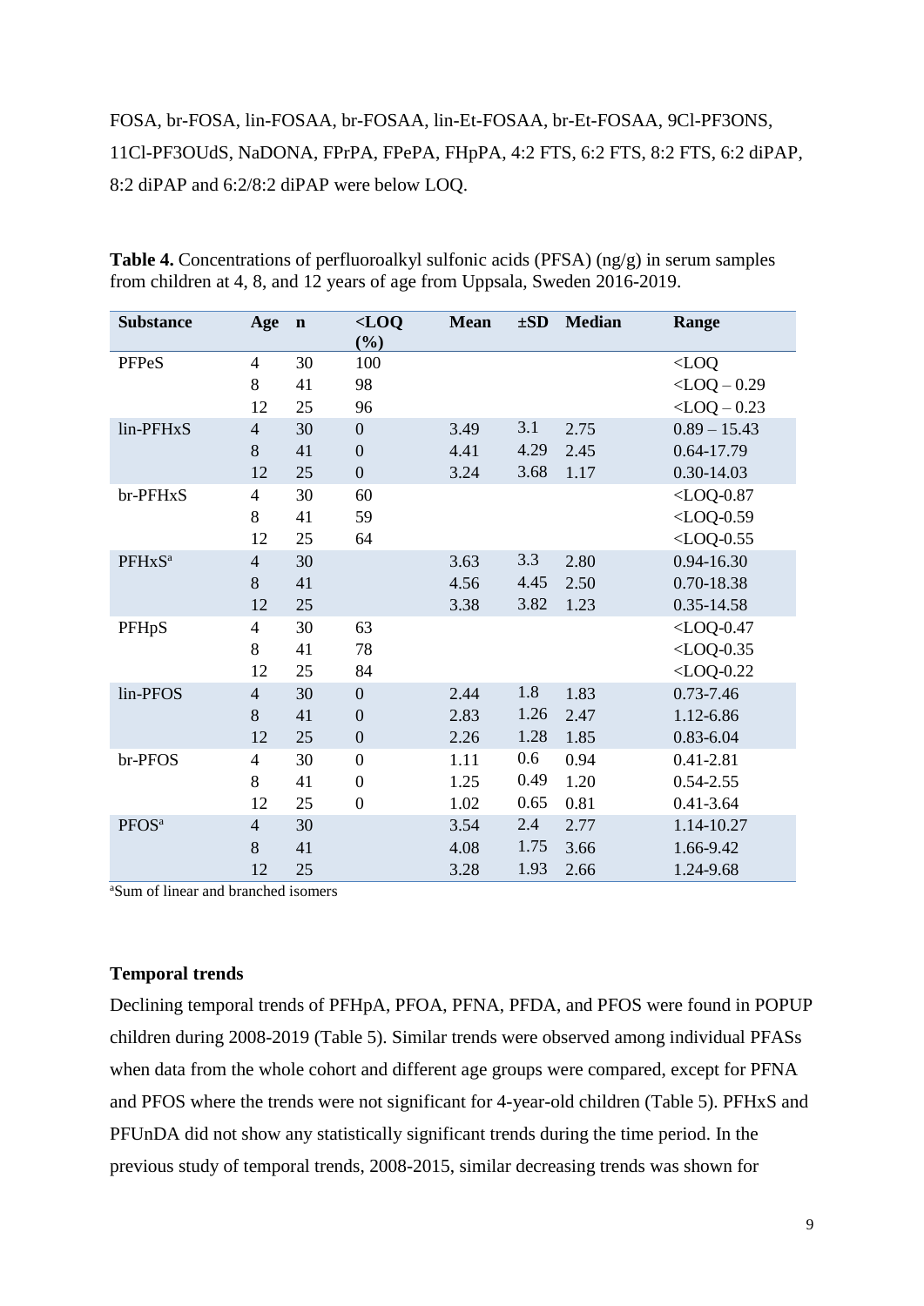FOSA, br-FOSA, lin-FOSAA, br-FOSAA, lin-Et-FOSAA, br-Et-FOSAA, 9Cl-PF3ONS, 11Cl-PF3OUdS, NaDONA, FPrPA, FPePA, FHpPA, 4:2 FTS, 6:2 FTS, 8:2 FTS, 6:2 diPAP, 8:2 diPAP and 6:2/8:2 diPAP were below LOQ.

**Table 4.** Concentrations of perfluoroalkyl sulfonic acids (PFSA) (ng/g) in serum samples from children at 4, 8, and 12 years of age from Uppsala, Sweden 2016-2019.

| Substance | Age | n | <LOQ (%) | Mean | ±SD | Median | Range |
|---|---|---|---|---|---|---|---|
| PFPeS | 4 | 30 | 100 | | | | <LOQ |
| | 8 | 41 | 98 | | | | <LOQ – 0.29 |
| | 12 | 25 | 96 | | | | <LOQ – 0.23 |
| lin-PFHxS | 4 | 30 | 0 | 3.49 | 3.1 | 2.75 | 0.89 – 15.43 |
| | 8 | 41 | 0 | 4.41 | 4.29 | 2.45 | 0.64-17.79 |
| | 12 | 25 | 0 | 3.24 | 3.68 | 1.17 | 0.30-14.03 |
| br-PFHxS | 4 | 30 | 60 | | | | <LOQ-0.87 |
| | 8 | 41 | 59 | | | | <LOQ-0.59 |
| | 12 | 25 | 64 | | | | <LOQ-0.55 |
| PFHxS[a] | 4 | 30 | | 3.63 | 3.3 | 2.80 | 0.94-16.30 |
| | 8 | 41 | | 4.56 | 4.45 | 2.50 | 0.70-18.38 |
| | 12 | 25 | | 3.38 | 3.82 | 1.23 | 0.35-14.58 |
| PFHpS | 4 | 30 | 63 | | | | <LOQ-0.47 |
| | 8 | 41 | 78 | | | | <LOQ-0.35 |
| | 12 | 25 | 84 | | | | <LOQ-0.22 |
| lin-PFOS | 4 | 30 | 0 | 2.44 | 1.8 | 1.83 | 0.73-7.46 |
| | 8 | 41 | 0 | 2.83 | 1.26 | 2.47 | 1.12-6.86 |
| | 12 | 25 | 0 | 2.26 | 1.28 | 1.85 | 0.83-6.04 |
| br-PFOS | 4 | 30 | 0 | 1.11 | 0.6 | 0.94 | 0.41-2.81 |
| | 8 | 41 | 0 | 1.25 | 0.49 | 1.20 | 0.54-2.55 |
| | 12 | 25 | 0 | 1.02 | 0.65 | 0.81 | 0.41-3.64 |
| PFOS[a] | 4 | 30 | | 3.54 | 2.4 | 2.77 | 1.14-10.27 |
| | 8 | 41 | | 4.08 | 1.75 | 3.66 | 1.66-9.42 |
| | 12 | 25 | | 3.28 | 1.93 | 2.66 | 1.24-9.68 |

[a]Sum of linear and branched isomers

**Temporal trends**

Declining temporal trends of PFHpA, PFOA, PFNA, PFDA, and PFOS were found in POPUP children during 2008-2019 (Table 5). Similar trends were observed among individual PFASs when data from the whole cohort and different age groups were compared, except for PFNA and PFOS where the trends were not significant for 4-year-old children (Table 5). PFHxS and PFUnDA did not show any statistically significant trends during the time period. In the previous study of temporal trends, 2008-2015, similar decreasing trends was shown for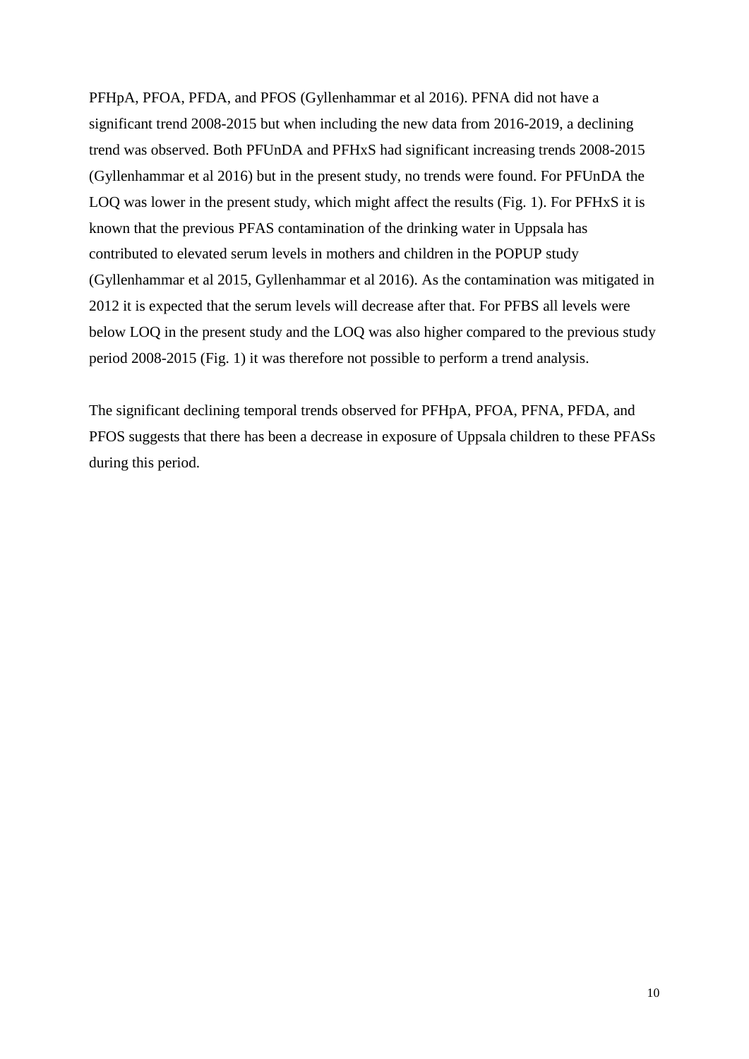PFHpA, PFOA, PFDA, and PFOS (Gyllenhammar et al 2016). PFNA did not have a significant trend 2008-2015 but when including the new data from 2016-2019, a declining trend was observed. Both PFUnDA and PFHxS had significant increasing trends 2008-2015 (Gyllenhammar et al 2016) but in the present study, no trends were found. For PFUnDA the LOQ was lower in the present study, which might affect the results (Fig. 1). For PFHxS it is known that the previous PFAS contamination of the drinking water in Uppsala has contributed to elevated serum levels in mothers and children in the POPUP study (Gyllenhammar et al 2015, Gyllenhammar et al 2016). As the contamination was mitigated in 2012 it is expected that the serum levels will decrease after that. For PFBS all levels were below LOQ in the present study and the LOQ was also higher compared to the previous study period 2008-2015 (Fig. 1) it was therefore not possible to perform a trend analysis.

The significant declining temporal trends observed for PFHpA, PFOA, PFNA, PFDA, and PFOS suggests that there has been a decrease in exposure of Uppsala children to these PFASs during this period.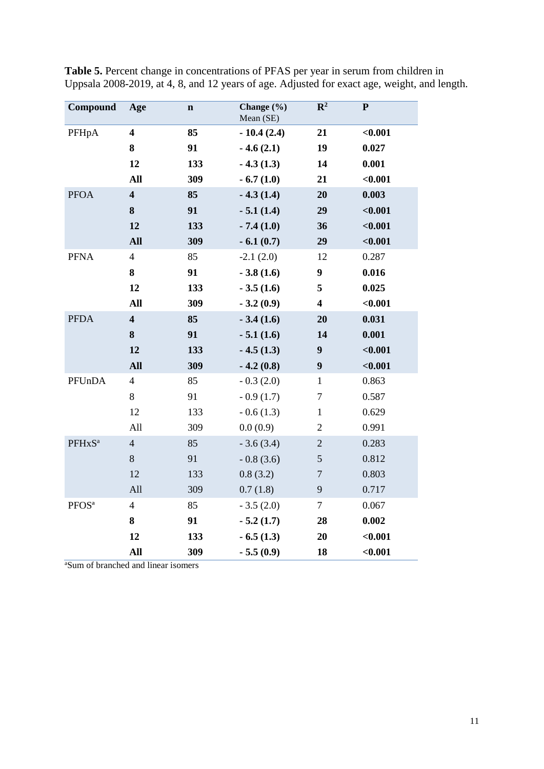**Table 5.** Percent change in concentrations of PFAS per year in serum from children in Uppsala 2008-2019, at 4, 8, and 12 years of age. Adjusted for exact age, weight, and length.

| Compound | Age | n | Change (%) Mean (SE) | $R^2$ | P |
|---|---|---|---|---|---|
| PFHpA | **4** | **85** | **- 10.4 (2.4)** | **21** | **<0.001** |
| | **8** | **91** | **- 4.6 (2.1)** | **19** | **0.027** |
| | **12** | **133** | **- 4.3 (1.3)** | **14** | **0.001** |
| | **All** | **309** | **- 6.7 (1.0)** | **21** | **<0.001** |
| PFOA | **4** | **85** | **- 4.3 (1.4)** | **20** | **0.003** |
| | **8** | **91** | **- 5.1 (1.4)** | **29** | **<0.001** |
| | **12** | **133** | **- 7.4 (1.0)** | **36** | **<0.001** |
| | **All** | **309** | **- 6.1 (0.7)** | **29** | **<0.001** |
| PFNA | 4 | 85 | -2.1 (2.0) | 12 | 0.287 |
| | **8** | **91** | **- 3.8 (1.6)** | **9** | **0.016** |
| | **12** | **133** | **- 3.5 (1.6)** | **5** | **0.025** |
| | **All** | **309** | **- 3.2 (0.9)** | **4** | **<0.001** |
| PFDA | **4** | **85** | **- 3.4 (1.6)** | **20** | **0.031** |
| | **8** | **91** | **- 5.1 (1.6)** | **14** | **0.001** |
| | **12** | **133** | **- 4.5 (1.3)** | **9** | **<0.001** |
| | **All** | **309** | **- 4.2 (0.8)** | **9** | **<0.001** |
| PFUnDA | 4 | 85 | - 0.3 (2.0) | 1 | 0.863 |
| | 8 | 91 | - 0.9 (1.7) | 7 | 0.587 |
| | 12 | 133 | - 0.6 (1.3) | 1 | 0.629 |
| | All | 309 | 0.0 (0.9) | 2 | 0.991 |
| PFHxS[a] | 4 | 85 | - 3.6 (3.4) | 2 | 0.283 |
| | 8 | 91 | - 0.8 (3.6) | 5 | 0.812 |
| | 12 | 133 | 0.8 (3.2) | 7 | 0.803 |
| | All | 309 | 0.7 (1.8) | 9 | 0.717 |
| PFOS[a] | 4 | 85 | - 3.5 (2.0) | 7 | 0.067 |
| | **8** | **91** | **- 5.2 (1.7)** | **28** | **0.002** |
| | **12** | **133** | **- 6.5 (1.3)** | **20** | **<0.001** |
| | **All** | **309** | **- 5.5 (0.9)** | **18** | **<0.001** |

[a]Sum of branched and linear isomers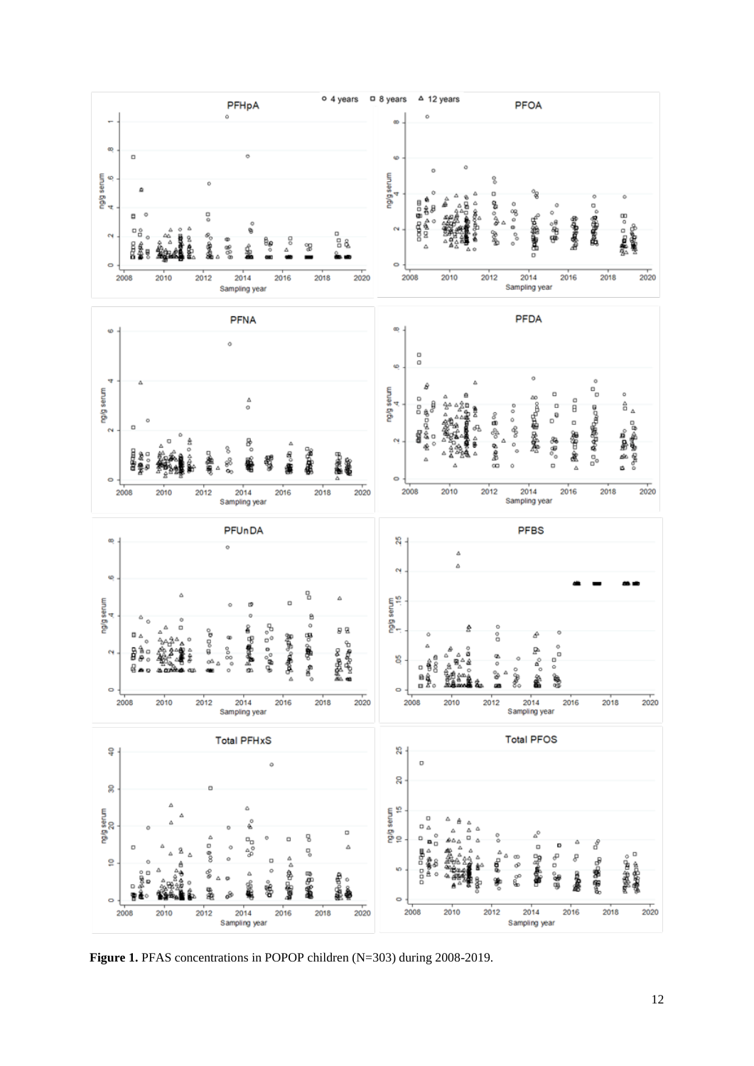**Figure 1.** PFAS concentrations in POPOP children (N=303) during 2008-2019.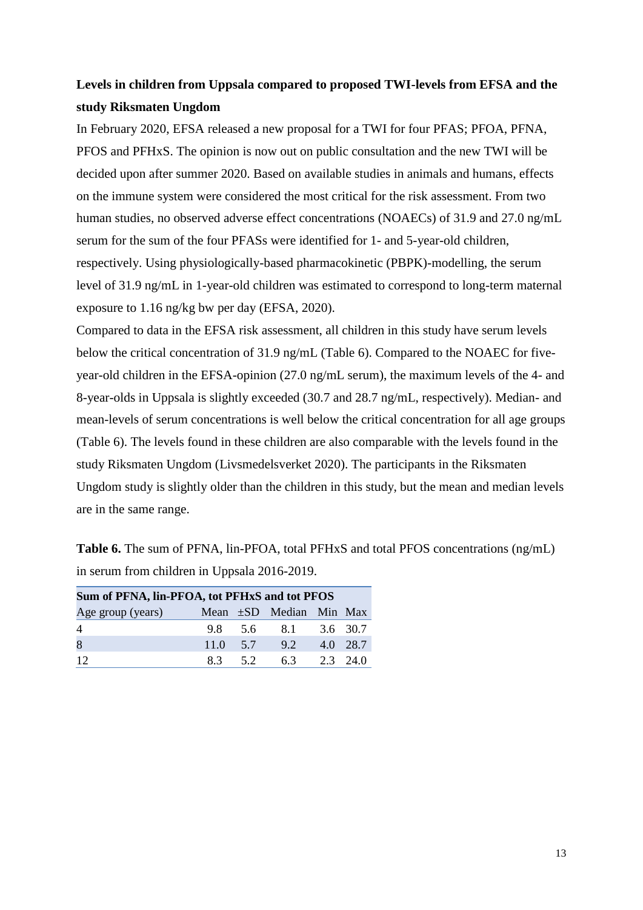**Levels in children from Uppsala compared to proposed TWI-levels from EFSA and the study Riksmaten Ungdom**

In February 2020, EFSA released a new proposal for a TWI for four PFAS; PFOA, PFNA, PFOS and PFHxS. The opinion is now out on public consultation and the new TWI will be decided upon after summer 2020. Based on available studies in animals and humans, effects on the immune system were considered the most critical for the risk assessment. From two human studies, no observed adverse effect concentrations (NOAECs) of 31.9 and 27.0 ng/mL serum for the sum of the four PFASs were identified for 1- and 5-year-old children, respectively. Using physiologically-based pharmacokinetic (PBPK)-modelling, the serum level of 31.9 ng/mL in 1-year-old children was estimated to correspond to long-term maternal exposure to 1.16 ng/kg bw per day (EFSA, 2020).

Compared to data in the EFSA risk assessment, all children in this study have serum levels below the critical concentration of 31.9 ng/mL (Table 6). Compared to the NOAEC for five-year-old children in the EFSA-opinion (27.0 ng/mL serum), the maximum levels of the 4- and 8-year-olds in Uppsala is slightly exceeded (30.7 and 28.7 ng/mL, respectively). Median- and mean-levels of serum concentrations is well below the critical concentration for all age groups (Table 6). The levels found in these children are also comparable with the levels found in the study Riksmaten Ungdom (Livsmedelsverket 2020). The participants in the Riksmaten Ungdom study is slightly older than the children in this study, but the mean and median levels are in the same range.

**Table 6.** The sum of PFNA, lin-PFOA, total PFHxS and total PFOS concentrations (ng/mL) in serum from children in Uppsala 2016-2019.

| Sum of PFNA, lin-PFOA, tot PFHxS and tot PFOS | | | | | |
|---|---|---|---|---|---|
| Age group (years) | Mean | ±SD | Median | Min | Max |
| 4 | 9.8 | 5.6 | 8.1 | 3.6 | 30.7 |
| 8 | 11.0 | 5.7 | 9.2 | 4.0 | 28.7 |
| 12 | 8.3 | 5.2 | 6.3 | 2.3 | 24.0 |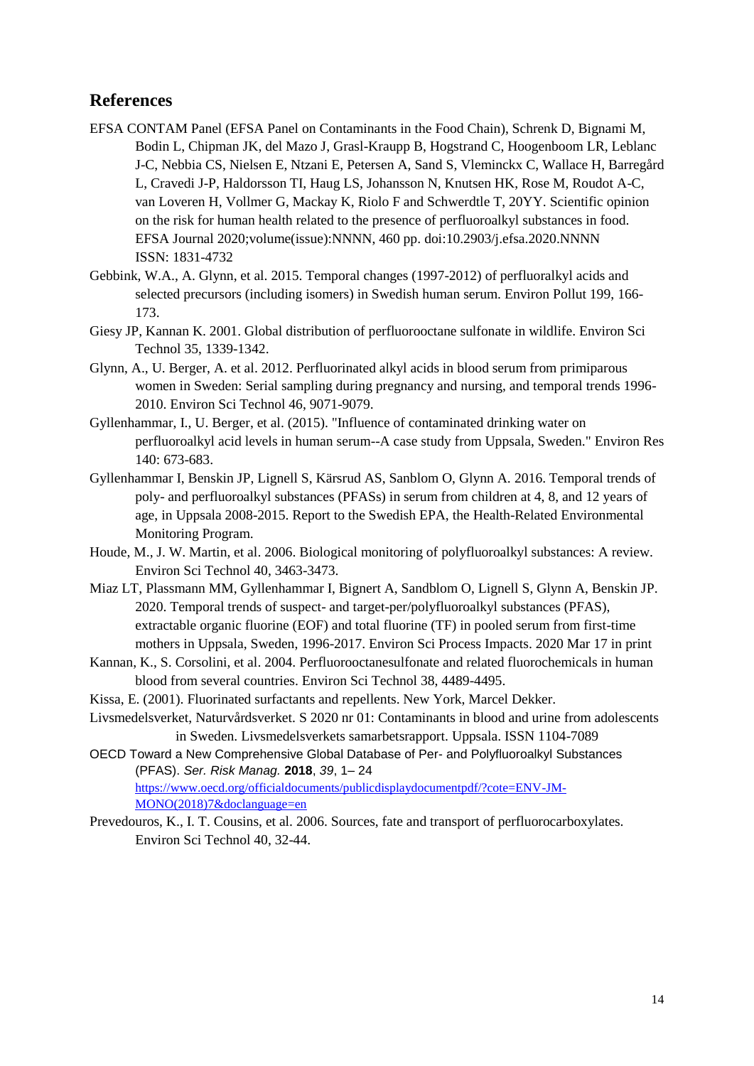## References

EFSA CONTAM Panel (EFSA Panel on Contaminants in the Food Chain), Schrenk D, Bignami M, Bodin L, Chipman JK, del Mazo J, Grasl-Kraupp B, Hogstrand C, Hoogenboom LR, Leblanc J-C, Nebbia CS, Nielsen E, Ntzani E, Petersen A, Sand S, Vleminckx C, Wallace H, Barregård L, Cravedi J-P, Haldorsson TI, Haug LS, Johansson N, Knutsen HK, Rose M, Roudot A-C, van Loveren H, Vollmer G, Mackay K, Riolo F and Schwerdtle T, 20YY. Scientific opinion on the risk for human health related to the presence of perfluoroalkyl substances in food. EFSA Journal 2020;volume(issue):NNNN, 460 pp. doi:10.2903/j.efsa.2020.NNNN ISSN: 1831-4732

Gebbink, W.A., A. Glynn, et al. 2015. Temporal changes (1997-2012) of perfluoralkyl acids and selected precursors (including isomers) in Swedish human serum. Environ Pollut 199, 166-173.

Giesy JP, Kannan K. 2001. Global distribution of perfluorooctane sulfonate in wildlife. Environ Sci Technol 35, 1339-1342.

Glynn, A., U. Berger, A. et al. 2012. Perfluorinated alkyl acids in blood serum from primiparous women in Sweden: Serial sampling during pregnancy and nursing, and temporal trends 1996-2010. Environ Sci Technol 46, 9071-9079.

Gyllenhammar, I., U. Berger, et al. (2015). "Influence of contaminated drinking water on perfluoroalkyl acid levels in human serum--A case study from Uppsala, Sweden." Environ Res 140: 673-683.

Gyllenhammar I, Benskin JP, Lignell S, Kärsrud AS, Sanblom O, Glynn A. 2016. Temporal trends of poly- and perfluoroalkyl substances (PFASs) in serum from children at 4, 8, and 12 years of age, in Uppsala 2008-2015. Report to the Swedish EPA, the Health-Related Environmental Monitoring Program.

Houde, M., J. W. Martin, et al. 2006. Biological monitoring of polyfluoroalkyl substances: A review. Environ Sci Technol 40, 3463-3473.

Miaz LT, Plassmann MM, Gyllenhammar I, Bignert A, Sandblom O, Lignell S, Glynn A, Benskin JP. 2020. Temporal trends of suspect- and target-per/polyfluoroalkyl substances (PFAS), extractable organic fluorine (EOF) and total fluorine (TF) in pooled serum from first-time mothers in Uppsala, Sweden, 1996-2017. Environ Sci Process Impacts. 2020 Mar 17 in print

Kannan, K., S. Corsolini, et al. 2004. Perfluorooctanesulfonate and related fluorochemicals in human blood from several countries. Environ Sci Technol 38, 4489-4495.

Kissa, E. (2001). Fluorinated surfactants and repellents. New York, Marcel Dekker.

Livsmedelsverket, Naturvårdsverket. S 2020 nr 01: Contaminants in blood and urine from adolescents in Sweden. Livsmedelsverkets samarbetsrapport. Uppsala. ISSN 1104-7089

OECD Toward a New Comprehensive Global Database of Per- and Polyfluoroalkyl Substances (PFAS). *Ser. Risk Manag.* **2018**, *39*, 1– 24 https://www.oecd.org/officialdocuments/publicdisplaydocumentpdf/?cote=ENV-JM-MONO(2018)7&doclanguage=en

Prevedouros, K., I. T. Cousins, et al. 2006. Sources, fate and transport of perfluorocarboxylates. Environ Sci Technol 40, 32-44.